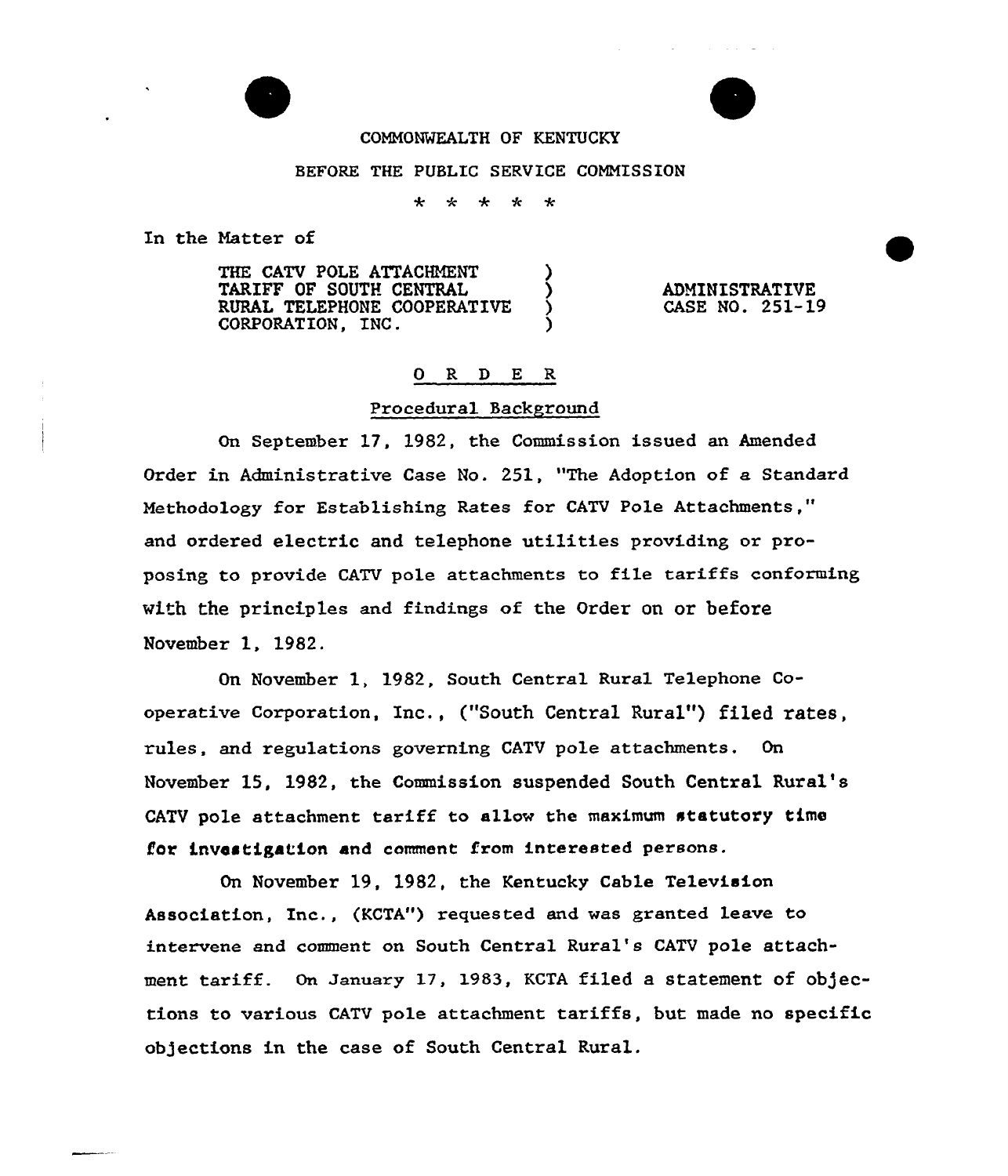COMMONWEALTH OF KENTUCKY

BEFORE THE PUBLIC SERVICE COMMISSION

* * * * *

In the Matter of

| | | |
|---|---|---|
| THE CATV POLE ATTACHMENT TARIFF OF SOUTH CENTRAL RURAL TELEPHONE COOPERATIVE CORPORATION, INC. | ) | ADMINISTRATIVE CASE NO. 251-19 |

## O R D E R

### Procedural Background

On September 17, 1982, the Commission issued an Amended Order in Administrative Case No. 251, "The Adoption of a Standard Methodology for Establishing Rates for CATV Pole Attachments," and ordered electric and telephone utilities providing or proposing to provide CATV pole attachments to file tariffs conforming with the principles and findings of the Order on or before November 1, 1982.

On November 1, 1982, South Central Rural Telephone Cooperative Corporation, Inc., ("South Central Rural") filed rates, rules, and regulations governing CATV pole attachments. On November 15, 1982, the Commission suspended South Central Rural's CATV pole attachment tariff to allow the maximum statutory time for investigation and comment from interested persons.

On November 19, 1982, the Kentucky Cable Television Association, Inc., (KCTA") requested and was granted leave to intervene and comment on South Central Rural's CATV pole attachment tariff. On January 17, 1983, KCTA filed a statement of objections to various CATV pole attachment tariffs, but made no specific objections in the case of South Central Rural.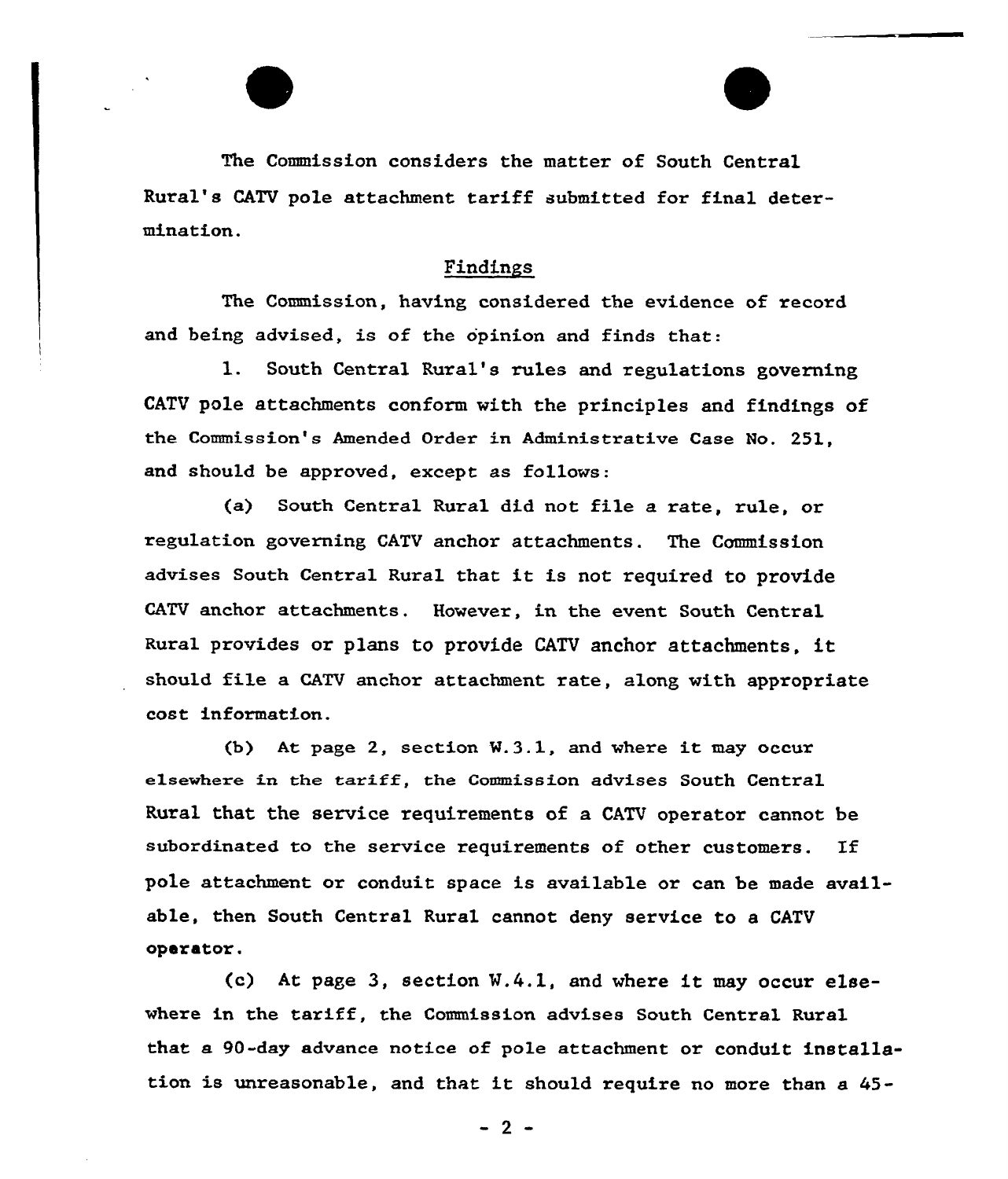The Commission considers the matter of South Central Rural's CATV pole attachment tariff submitted for final determination.

## Findings

The Commission, having considered the evidence of record and being advised, is of the opinion and finds that:

1. South Central Rural's rules and regulations governing CATV pole attachments conform with the principles and findings of the Commission's Amended Order in Administrative Case No. 251, and should be approved, except as follows:

(a) South Central Rural did not file a rate, rule, or regulation governing CATV anchor attachments. The Commission advises South Central Rural that it is not required to provide CATV anchor attachments. However, in the event South Central Rural provides or plans to provide CATV anchor attachments, it should file a CATV anchor attachment rate, along with appropriate cost information.

(b) At page 2, section W.3.1, and where it may occur elsewhere in the tariff, the Commission advises South Central Rural that the service requirements of a CATV operator cannot be subordinated to the service requirements of other customers. If pole attachment or conduit space is available or can be made available, then South Central Rural cannot deny service to a CATV operator.

(c) At page 3, section W.4.1, and where it may occur elsewhere in the tariff, the Commission advises South Central Rural that a 90-day advance notice of pole attachment or conduit installation is unreasonable, and that it should require no more than a 45-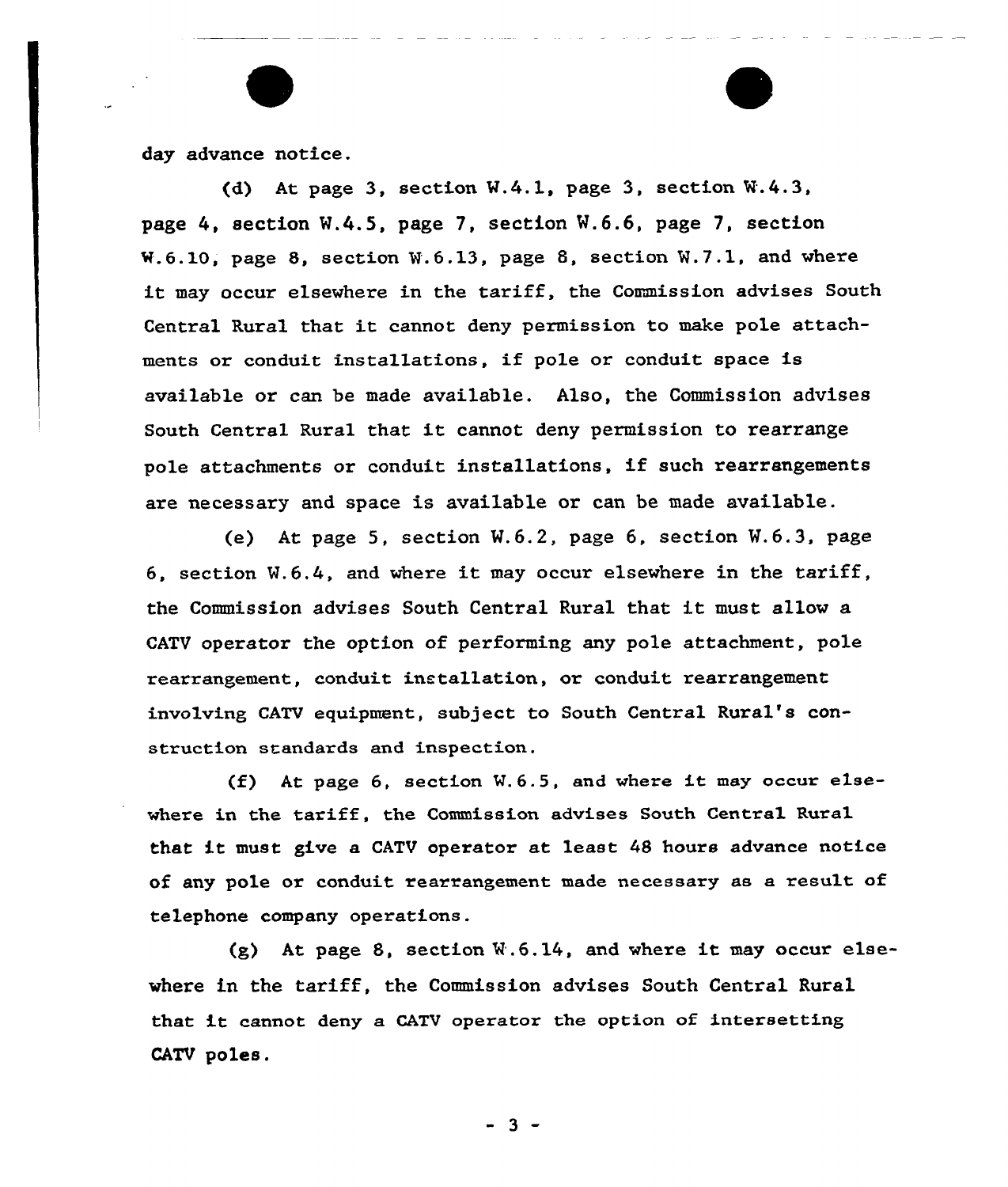day advance notice.

(d) At page 3, section W.4.1, page 3, section W.4.3, page 4, section W.4.5, page 7, section W.6.6, page 7, section W.6.10, page 8, section W.6.13, page 8, section W.7.1, and where it may occur elsewhere in the tariff, the Commission advises South Central Rural that it cannot deny permission to make pole attachments or conduit installations, if pole or conduit space is available or can be made available. Also, the Commission advises South Central Rural that it cannot deny permission to rearrange pole attachments or conduit installations, if such rearrangements are necessary and space is available or can be made available.

(e) At page 5, section W.6.2, page 6, section W.6.3, page 6, section W.6.4, and where it may occur elsewhere in the tariff, the Commission advises South Central Rural that it must allow a CATV operator the option of performing any pole attachment, pole rearrangement, conduit installation, or conduit rearrangement involving CATV equipment, subject to South Central Rural's construction standards and inspection.

(f) At page 6, section W.6.5, and where it may occur elsewhere in the tariff, the Commission advises South Central Rural that it must give a CATV operator at least 48 hours advance notice of any pole or conduit rearrangement made necessary as a result of telephone company operations.

(g) At page 8, section W.6.14, and where it may occur elsewhere in the tariff, the Commission advises South Central Rural that it cannot deny a CATV operator the option of intersetting CATV poles.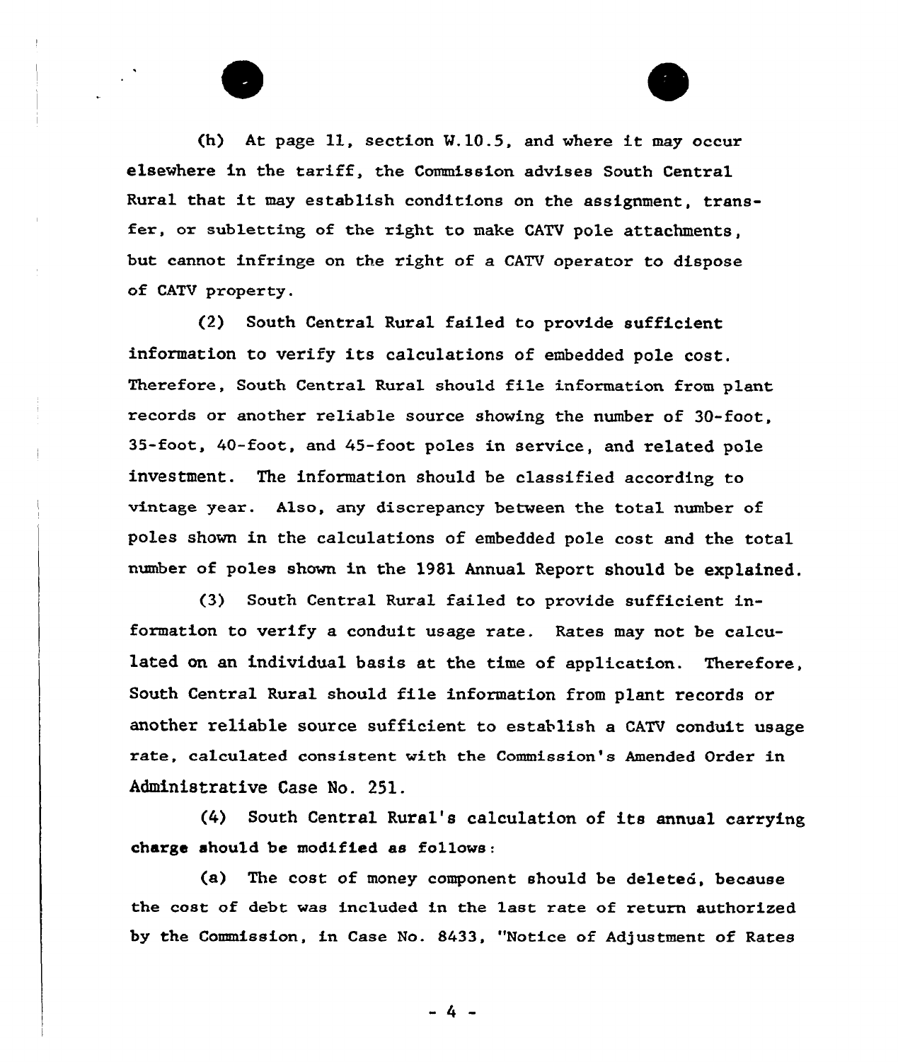(h) At page 11, section W.10.5, and where it may occur elsewhere in the tariff, the Commission advises South Central Rural that it may establish conditions on the assignment, transfer, or subletting of the right to make CATV pole attachments, but cannot infringe on the right of a CATV operator to dispose of CATV property.

(2) South Central Rural failed to provide sufficient information to verify its calculations of embedded pole cost. Therefore, South Central Rural should file information from plant records or another reliable source showing the number of 30-foot, 35-foot, 40-foot, and 45-foot poles in service, and related pole investment. The information should be classified according to vintage year. Also, any discrepancy between the total number of poles shown in the calculations of embedded pole cost and the total number of poles shown in the 1981 Annual Report should be explained.

(3) South Central Rural failed to provide sufficient information to verify a conduit usage rate. Rates may not be calculated on an individual basis at the time of application. Therefore, South Central Rural should file information from plant records or another reliable source sufficient to establish a CATV conduit usage rate, calculated consistent with the Commission's Amended Order in Administrative Case No. 251.

(4) South Central Rural's calculation of its annual carrying charge should be modified as follows:

(a) The cost of money component should be deleted, because the cost of debt was included in the last rate of return authorized by the Commission, in Case No. 8433, "Notice of Adjustment of Rates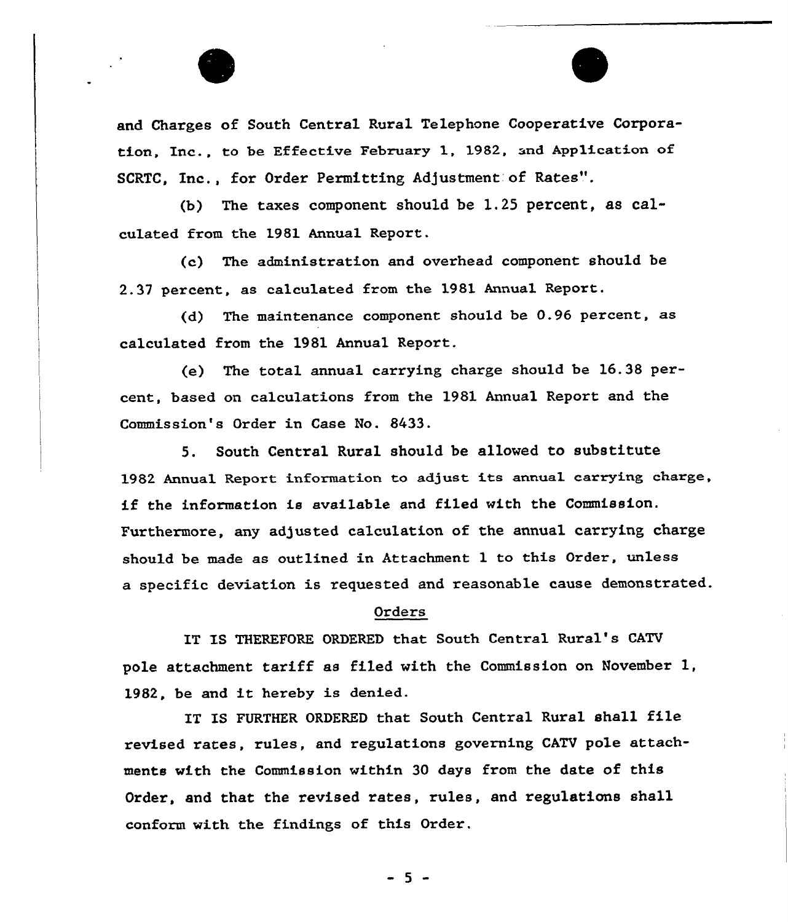and Charges of South Central Rural Telephone Cooperative Corporation, Inc., to be Effective February 1, 1982, and Application of SCRTC, Inc., for Order Permitting Adjustment of Rates".

(b) The taxes component should be 1.25 percent, as calculated from the 1981 Annual Report.

(c) The administration and overhead component should be 2.37 percent, as calculated from the 1981 Annual Report.

(d) The maintenance component should be 0.96 percent, as calculated from the 1981 Annual Report.

(e) The total annual carrying charge should be 16.38 percent, based on calculations from the 1981 Annual Report and the Commission's Order in Case No. 8433.

5. South Central Rural should be allowed to substitute 1982 Annual Report information to adjust its annual carrying charge, if the information is available and filed with the Commission. Furthermore, any adjusted calculation of the annual carrying charge should be made as outlined in Attachment 1 to this Order, unless a specific deviation is requested and reasonable cause demonstrated.

## Orders

IT IS THEREFORE ORDERED that South Central Rural's CATV pole attachment tariff as filed with the Commission on November 1, 1982, be and it hereby is denied.

IT IS FURTHER ORDERED that South Central Rural shall file revised rates, rules, and regulations governing CATV pole attachments with the Commission within 30 days from the date of this Order, and that the revised rates, rules, and regulations shall conform with the findings of this Order.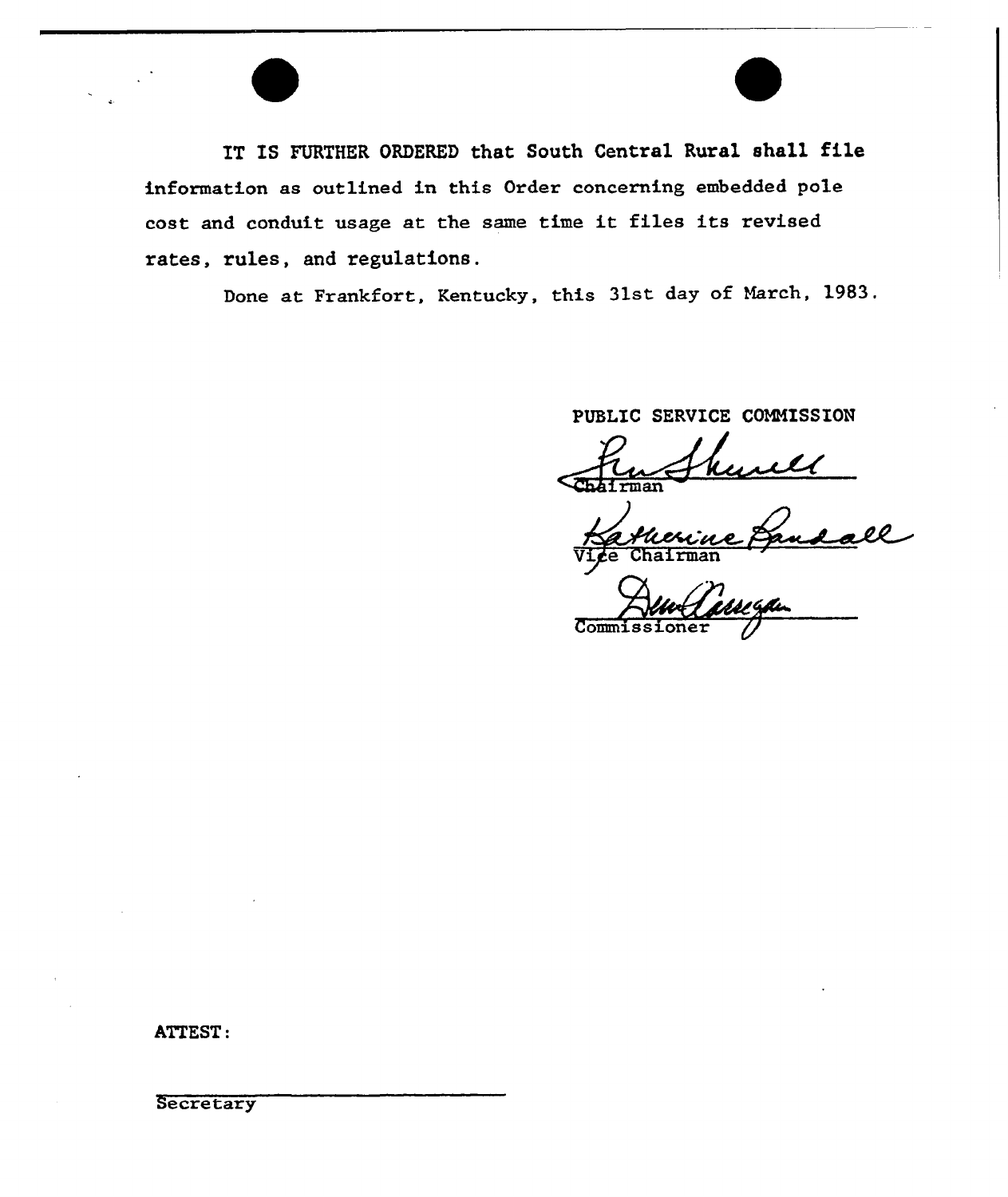IT IS FURTHER ORDERED that South Central Rural shall file information as outlined in this Order concerning embedded pole cost and conduit usage at the same time it files its revised rates, rules, and regulations.

Done at Frankfort, Kentucky, this 31st day of March, 1983.

PUBLIC SERVICE COMMISSION

Chairman

Vice Chairman

Commissioner

ATTEST:

Secretary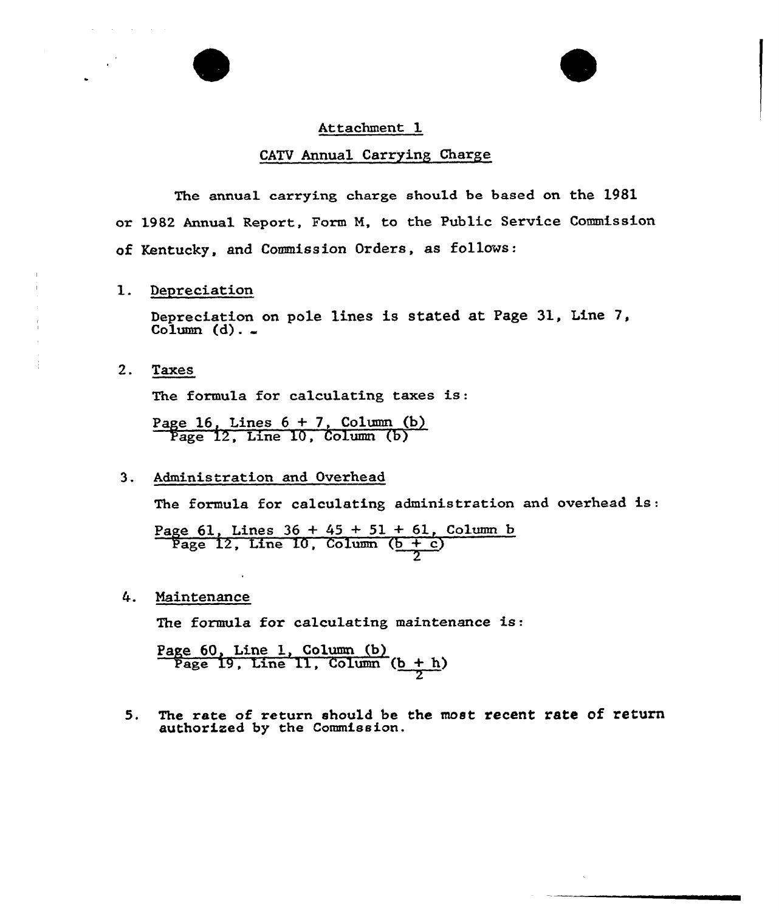Attachment 1

CATV Annual Carrying Charge

The annual carrying charge should be based on the 1981 or 1982 Annual Report, Form M, to the Public Service Commission of Kentucky, and Commission Orders, as follows:

1. Depreciation

   Depreciation on pole lines is stated at Page 31, Line 7, Column (d).

2. Taxes

   The formula for calculating taxes is:

   $$\frac{\text{Page 16, Lines 6 + 7, Column (b)}}{\text{Page 12, Line 10, Column (b)}}$$

3. Administration and Overhead

   The formula for calculating administration and overhead is:

   $$\frac{\text{Page 61, Lines 36 + 45 + 51 + 61, Column b}}{\text{Page 12, Line 10, Column } \frac{(b + c)}{2}}$$

4. Maintenance

   The formula for calculating maintenance is:

   $$\frac{\text{Page 60, Line 1, Column (b)}}{\text{Page 19, Line 11, Column } \frac{(b + h)}{2}}$$

5. The rate of return should be the most recent rate of return authorized by the Commission.